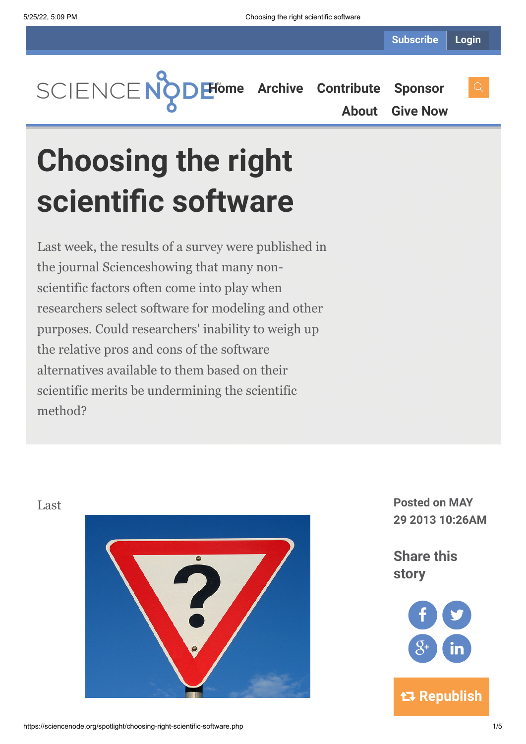# Choosing the right scientific software

Last week, the results of a survey were published in the journal Scienceshowing that many non-scientific factors often come into play when researchers select software for modeling and other purposes. Could researchers' inability to weigh up the relative pros and cons of the software alternatives available to them based on their scientific merits be undermining the scientific method?

Last

Posted on MAY 29 2013 10:26AM

Share this story

Republish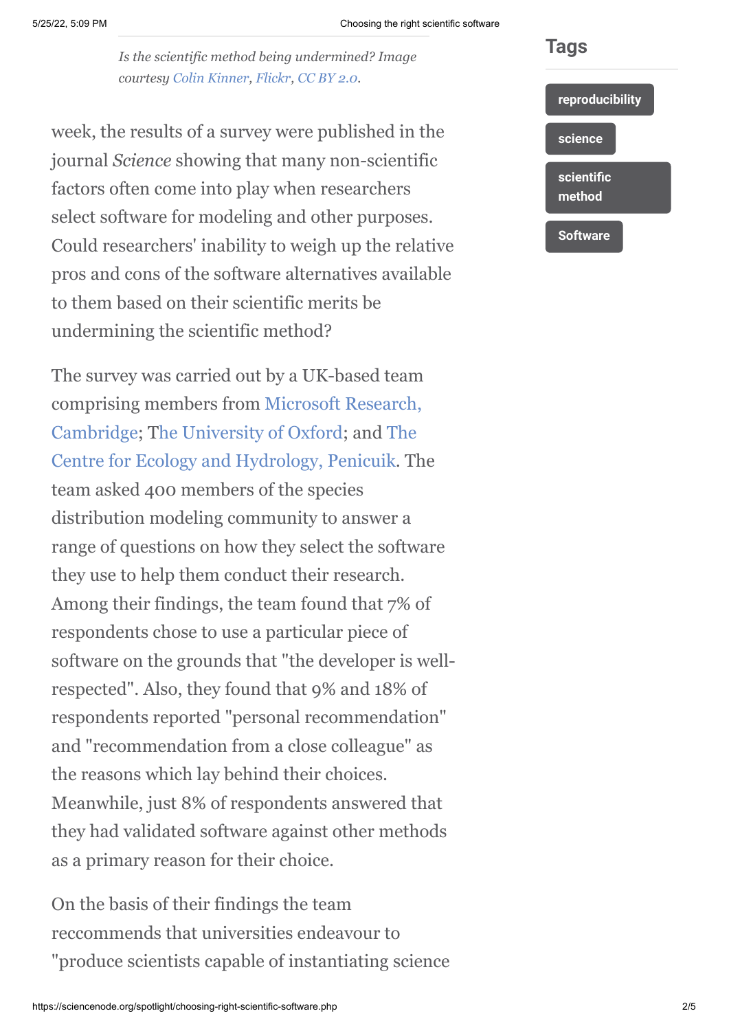*Is the scientific method being undermined? Image courtesy Colin Kinner, Flickr, CC BY 2.0.*

week, the results of a survey were published in the journal *Science* showing that many non-scientific factors often come into play when researchers select software for modeling and other purposes. Could researchers' inability to weigh up the relative pros and cons of the software alternatives available to them based on their scientific merits be undermining the scientific method?

The survey was carried out by a UK-based team comprising members from Microsoft Research, Cambridge; The University of Oxford; and The Centre for Ecology and Hydrology, Penicuik. The team asked 400 members of the species distribution modeling community to answer a range of questions on how they select the software they use to help them conduct their research. Among their findings, the team found that 7% of respondents chose to use a particular piece of software on the grounds that "the developer is well-respected". Also, they found that 9% and 18% of respondents reported "personal recommendation" and "recommendation from a close colleague" as the reasons which lay behind their choices. Meanwhile, just 8% of respondents answered that they had validated software against other methods as a primary reason for their choice.

On the basis of their findings the team reccommends that universities endeavour to "produce scientists capable of instantiating science

## Tags

reproducibility

science

scientific method

Software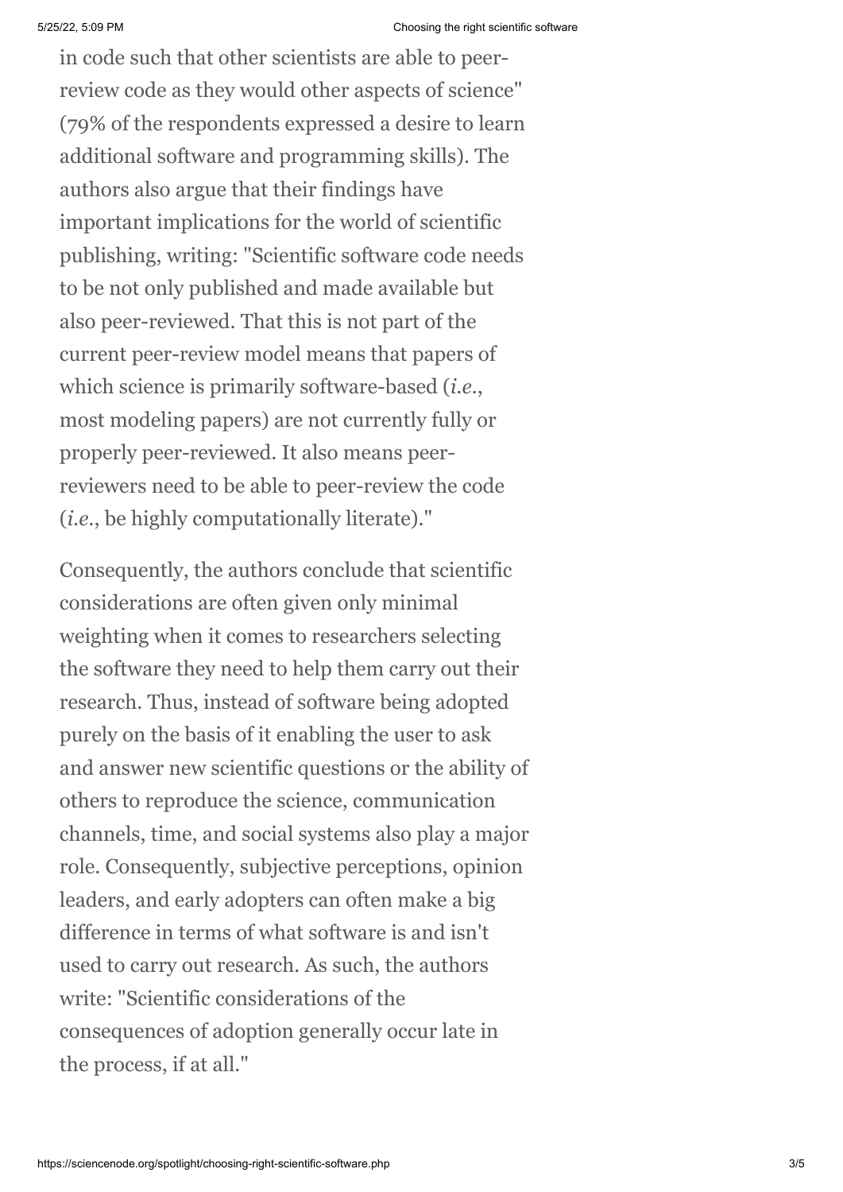in code such that other scientists are able to peer-review code as they would other aspects of science" (79% of the respondents expressed a desire to learn additional software and programming skills). The authors also argue that their findings have important implications for the world of scientific publishing, writing: "Scientific software code needs to be not only published and made available but also peer-reviewed. That this is not part of the current peer-review model means that papers of which science is primarily software-based (*i.e.*, most modeling papers) are not currently fully or properly peer-reviewed. It also means peer-reviewers need to be able to peer-review the code (*i.e.*, be highly computationally literate)."

Consequently, the authors conclude that scientific considerations are often given only minimal weighting when it comes to researchers selecting the software they need to help them carry out their research. Thus, instead of software being adopted purely on the basis of it enabling the user to ask and answer new scientific questions or the ability of others to reproduce the science, communication channels, time, and social systems also play a major role. Consequently, subjective perceptions, opinion leaders, and early adopters can often make a big difference in terms of what software is and isn't used to carry out research. As such, the authors write: "Scientific considerations of the consequences of adoption generally occur late in the process, if at all."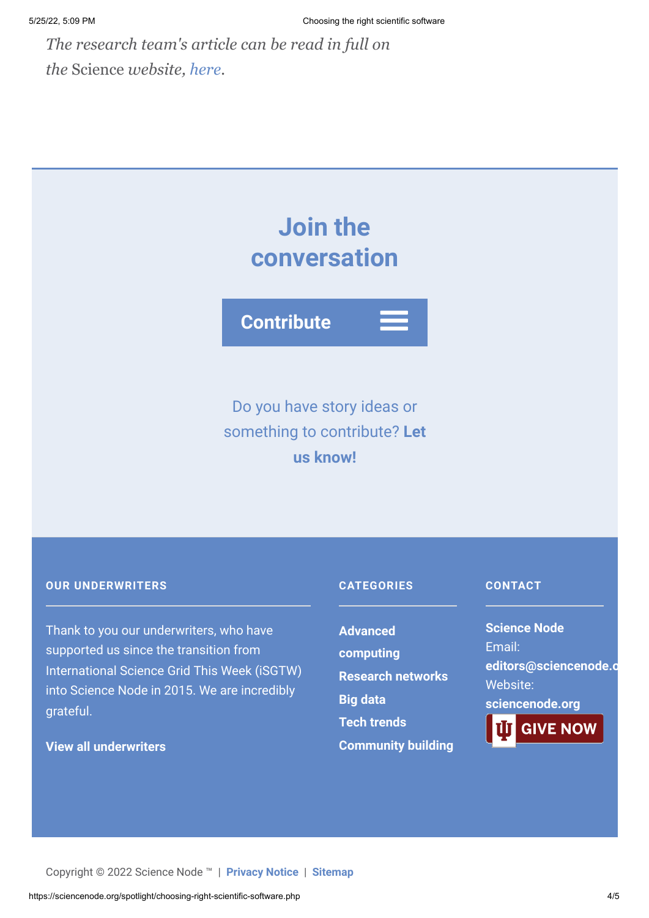*The research team's article can be read in full on the* Science *website, here.*

## Join the conversation

**Contribute**

Do you have story ideas or something to contribute? **Let us know!**

### OUR UNDERWRITERS

Thank to you our underwriters, who have supported us since the transition from International Science Grid This Week (iSGTW) into Science Node in 2015. We are incredibly grateful.

**View all underwriters**

### CATEGORIES

**Advanced computing**
**Research networks**
**Big data**
**Tech trends**
**Community building**

### CONTACT

**Science Node**
Email:
**editors@sciencenode.o**
Website:
**sciencenode.org**

GIVE NOW

Copyright © 2022 Science Node ™ | **Privacy Notice** | **Sitemap**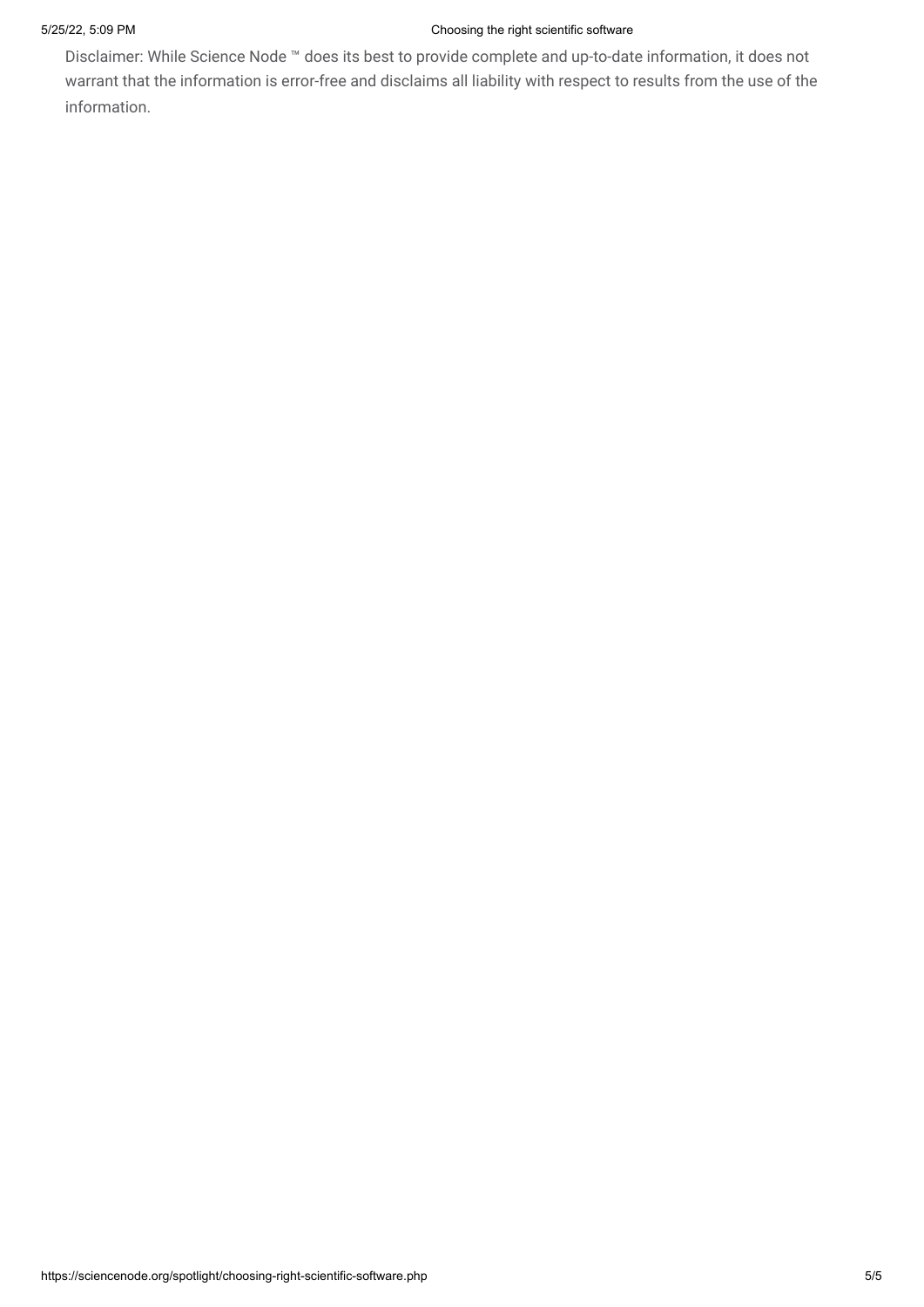Disclaimer: While Science Node ™ does its best to provide complete and up-to-date information, it does not warrant that the information is error-free and disclaims all liability with respect to results from the use of the information.